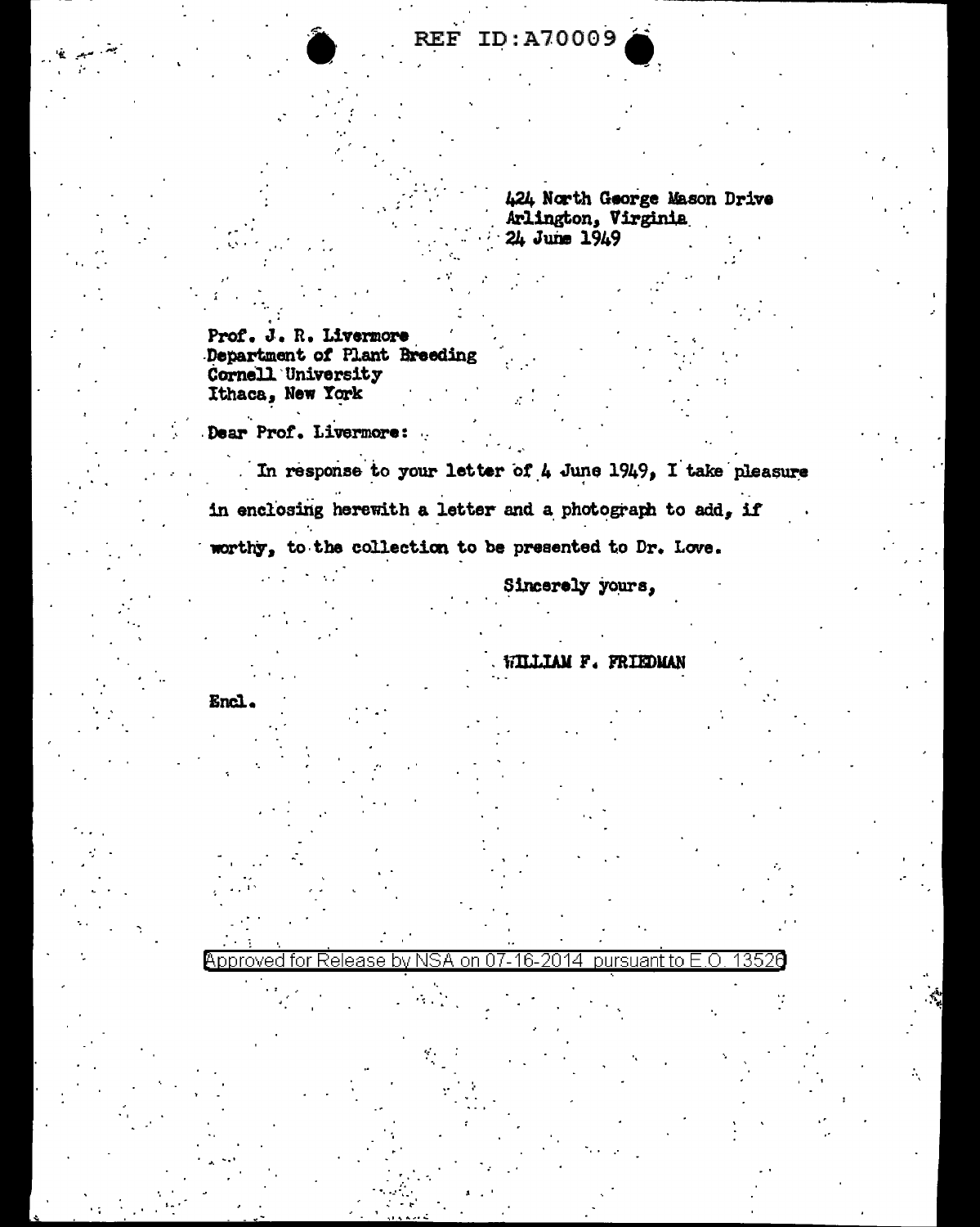REF ID:A70009

424 North George Mason Drive
Arlington, Virginia
24 June 1949

Prof. J. R. Livermore
Department of Plant Breeding
Cornell University
Ithaca, New York

Dear Prof. Livermore:

In response to your letter of 4 June 1949, I take pleasure in enclosing herewith a letter and a photograph to add, if worthy, to the collection to be presented to Dr. Love.

Sincerely yours,

WILLIAM F. FRIEDMAN

Encl.

Approved for Release by NSA on 07-16-2014 pursuant to E.O. 13526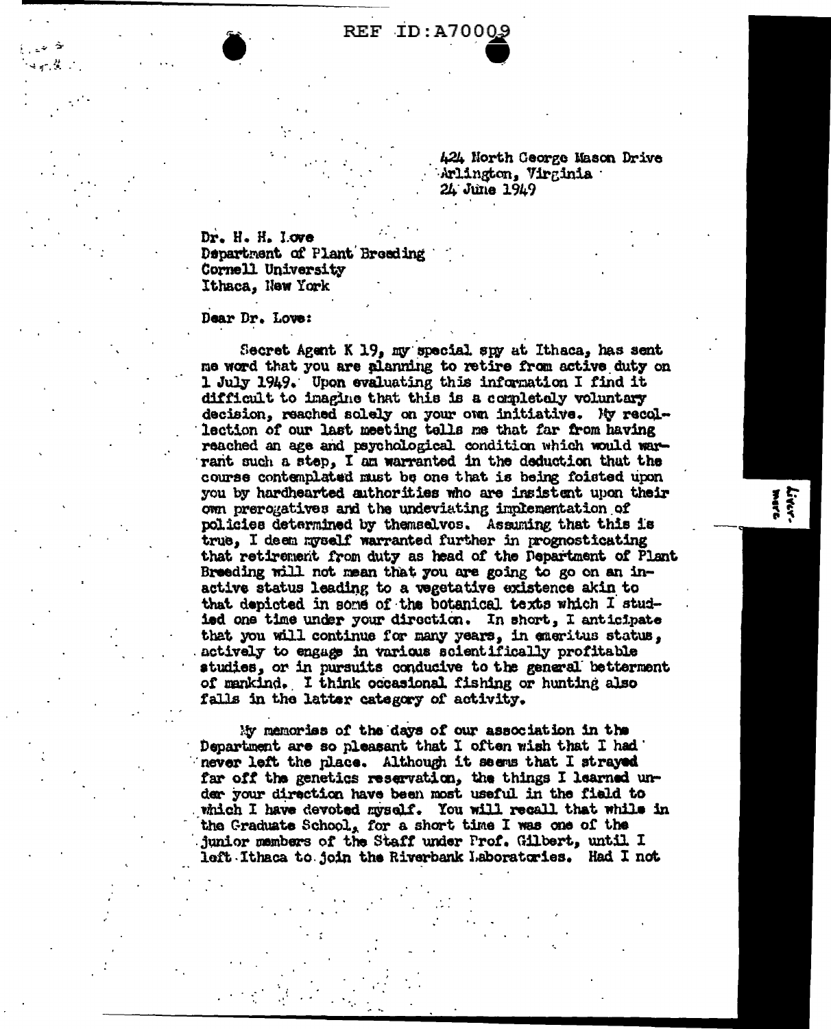424 North George Mason Drive
Arlington, Virginia
24 June 1949

Dr. H. H. Love
Department of Plant Breeding
Cornell University
Ithaca, New York

Dear Dr. Love:

Secret Agent K 19, my special spy at Ithaca, has sent me word that you are planning to retire from active duty on 1 July 1949. Upon evaluating this information I find it difficult to imagine that this is a completely voluntary decision, reached solely on your own initiative. My recollection of our last meeting tells me that far from having reached an age and psychological condition which would warrant such a step, I am warranted in the deduction that the course contemplated must be one that is being foisted upon you by hardhearted authorities who are insistent upon their own prerogatives and the undeviating implementation of policies determined by themselves. Assuming that this is true, I deem myself warranted further in prognosticating that retirement from duty as head of the Department of Plant Breeding will not mean that you are going to go on an inactive status leading to a vegetative existence akin to that depicted in some of the botanical texts which I studied one time under your direction. In short, I anticipate that you will continue for many years, in emeritus status, actively to engage in various scientifically profitable studies, or in pursuits conducive to the general betterment of mankind. I think occasional fishing or hunting also falls in the latter category of activity.

My memories of the days of our association in the Department are so pleasant that I often wish that I had never left the place. Although it seems that I strayed far off the genetics reservation, the things I learned under your direction have been most useful in the field to which I have devoted myself. You will recall that while in the Graduate School, for a short time I was one of the junior members of the Staff under Prof. Gilbert, until I left Ithaca to join the Riverbank Laboratories. Had I not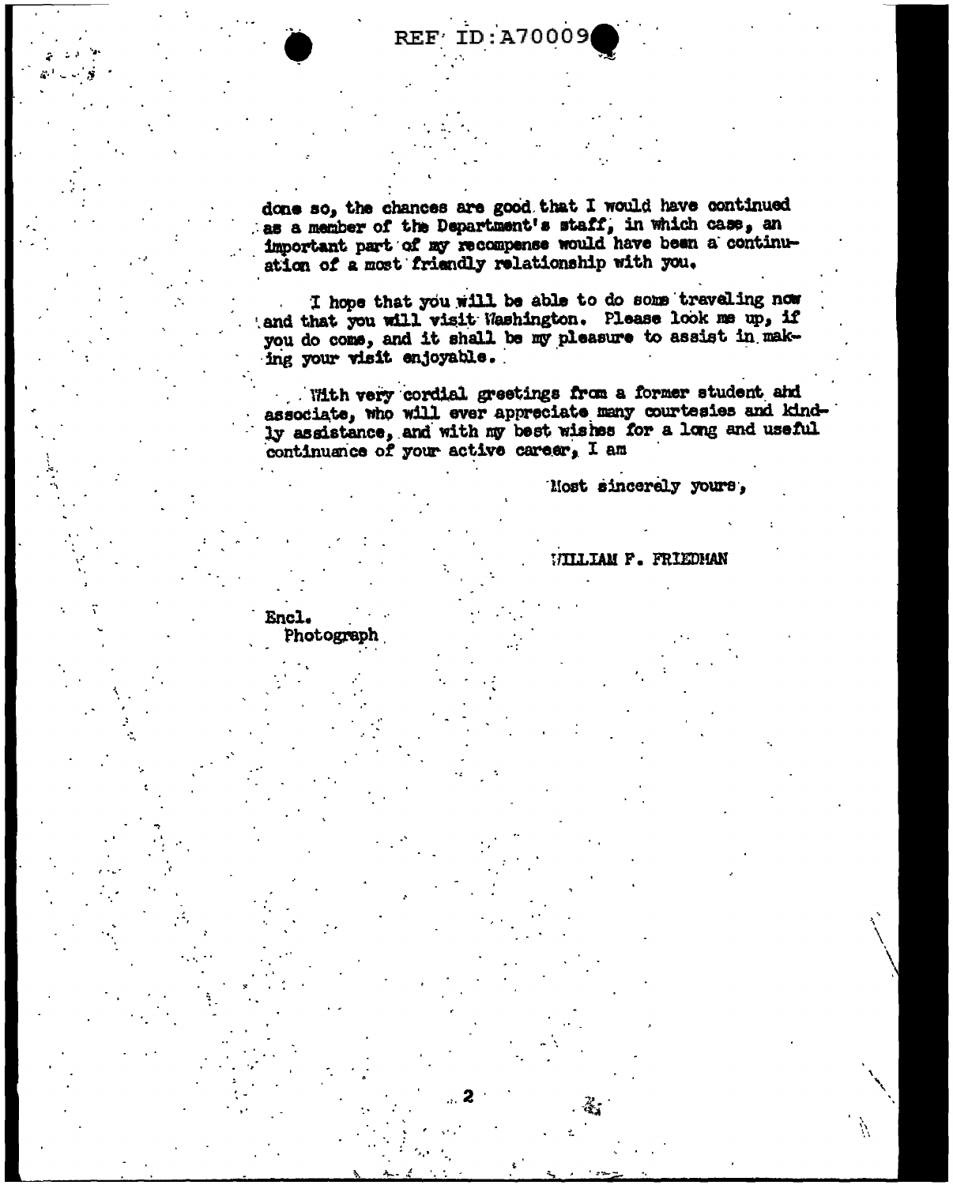done so, the chances are good that I would have continued as a member of the Department's staff, in which case, an important part of my recompense would have been a continuation of a most friendly relationship with you.

I hope that you will be able to do some traveling now and that you will visit Washington. Please look me up, if you do come, and it shall be my pleasure to assist in making your visit enjoyable.

With very cordial greetings from a former student and associate, who will ever appreciate many courtesies and kindly assistance, and with my best wishes for a long and useful continuance of your active career, I am

Most sincerely yours,

WILLIAM F. FRIEDMAN

Encl.
Photograph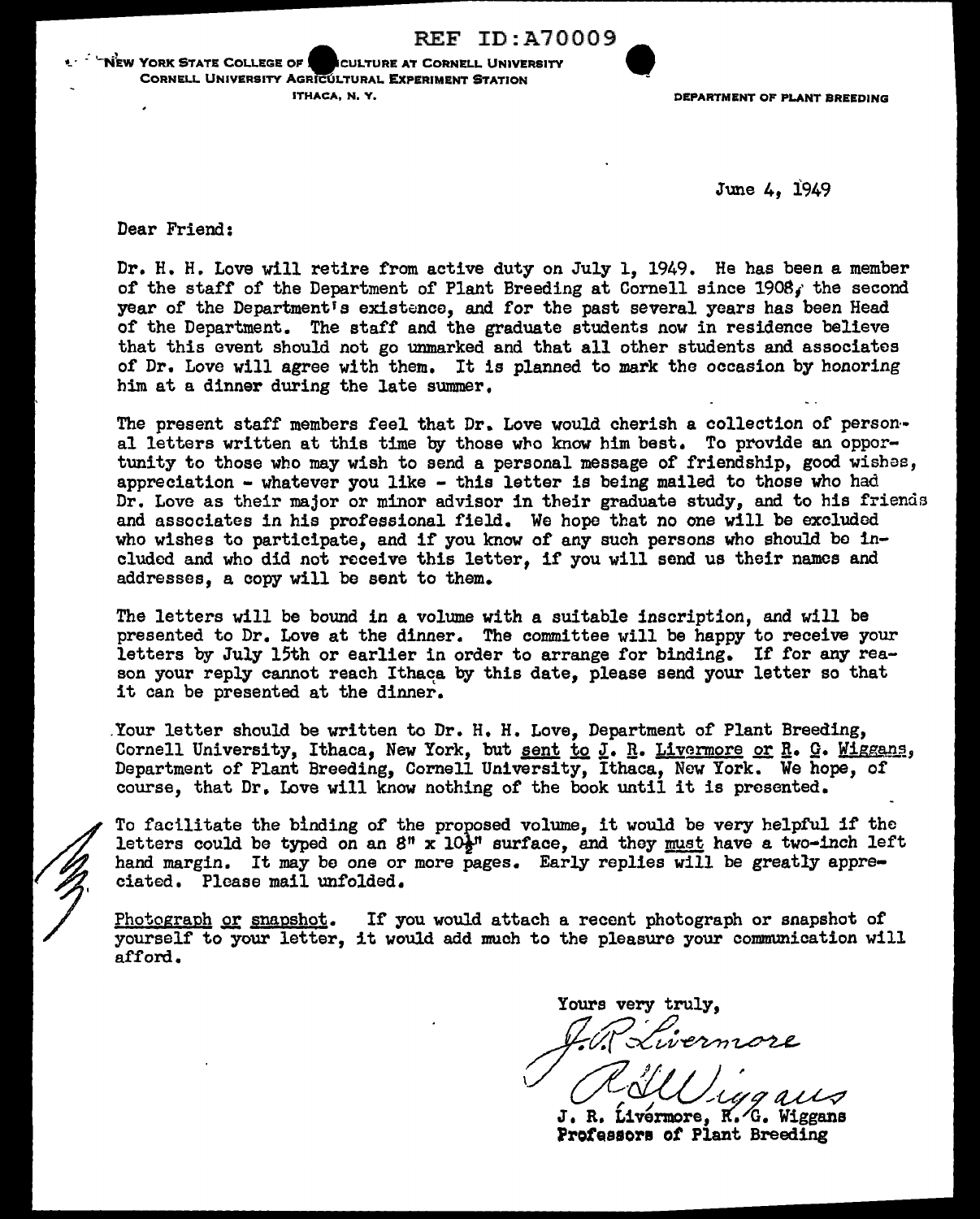REF ID:A70009

NEW YORK STATE COLLEGE OF AGRICULTURE AT CORNELL UNIVERSITY
CORNELL UNIVERSITY AGRICULTURAL EXPERIMENT STATION
ITHACA, N. Y.

DEPARTMENT OF PLANT BREEDING

June 4, 1949

Dear Friend:

Dr. H. H. Love will retire from active duty on July 1, 1949. He has been a member of the staff of the Department of Plant Breeding at Cornell since 1908, the second year of the Department's existence, and for the past several years has been Head of the Department. The staff and the graduate students now in residence believe that this event should not go unmarked and that all other students and associates of Dr. Love will agree with them. It is planned to mark the occasion by honoring him at a dinner during the late summer.

The present staff members feel that Dr. Love would cherish a collection of personal letters written at this time by those who know him best. To provide an opportunity to those who may wish to send a personal message of friendship, good wishes, appreciation - whatever you like - this letter is being mailed to those who had Dr. Love as their major or minor advisor in their graduate study, and to his friends and associates in his professional field. We hope that no one will be excluded who wishes to participate, and if you know of any such persons who should be included and who did not receive this letter, if you will send us their names and addresses, a copy will be sent to them.

The letters will be bound in a volume with a suitable inscription, and will be presented to Dr. Love at the dinner. The committee will be happy to receive your letters by July 15th or earlier in order to arrange for binding. If for any reason your reply cannot reach Ithaca by this date, please send your letter so that it can be presented at the dinner.

Your letter should be written to Dr. H. H. Love, Department of Plant Breeding, Cornell University, Ithaca, New York, but sent to J. R. Livermore or R. G. Wiggans, Department of Plant Breeding, Cornell University, Ithaca, New York. We hope, of course, that Dr. Love will know nothing of the book until it is presented.

To facilitate the binding of the proposed volume, it would be very helpful if the letters could be typed on an 8" x 10½" surface, and they must have a two-inch left hand margin. It may be one or more pages. Early replies will be greatly appreciated. Please mail unfolded.

Photograph or snapshot. If you would attach a recent photograph or snapshot of yourself to your letter, it would add much to the pleasure your communication will afford.

Yours very truly,

J. R. Livermore

R. G. Wiggans

J. R. Livermore, R. G. Wiggans
**Professors of Plant Breeding**